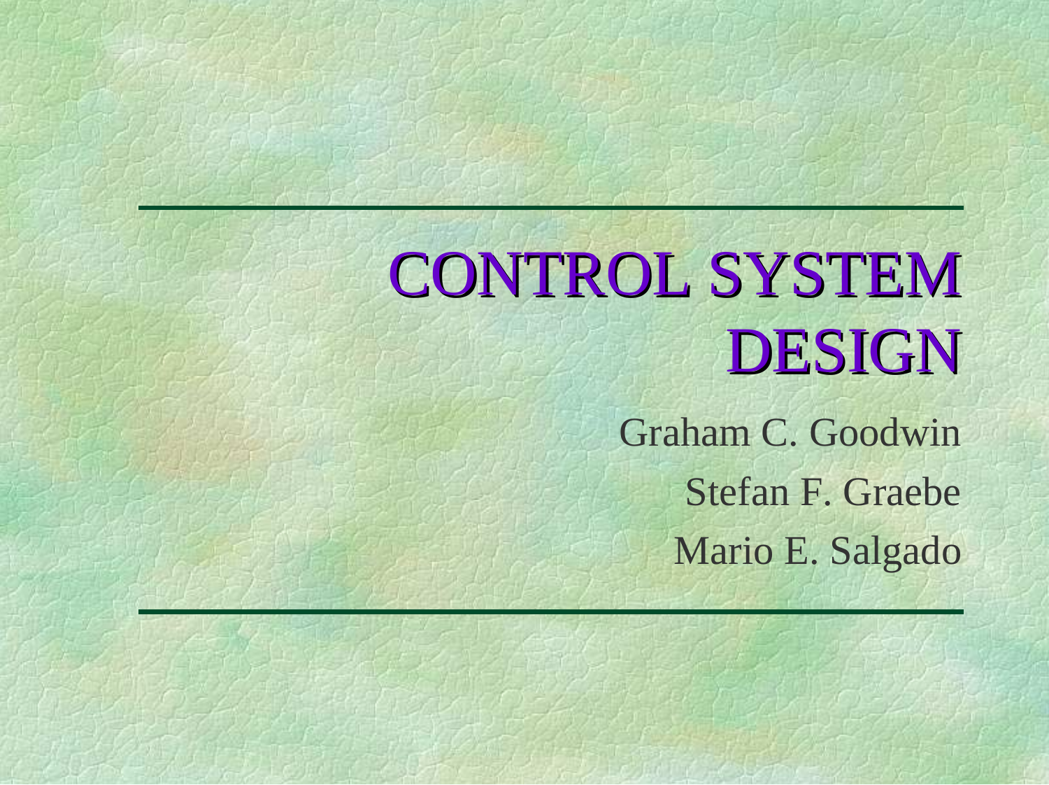# CONTROL SYSTEM DESIGN

Graham C. Goodwin

Stefan F. Graebe

Mario E. Salgado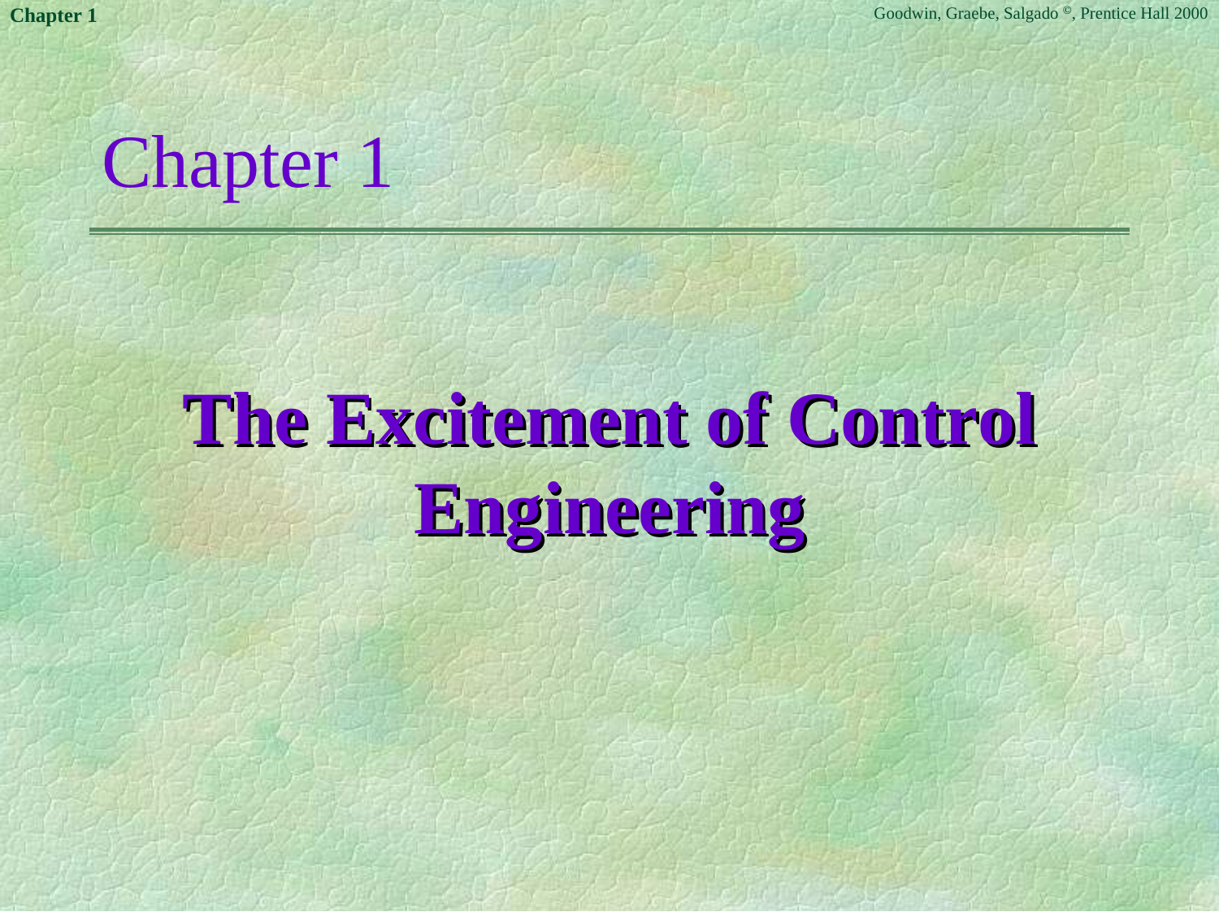# Chapter 1

## The Excitement of Control Engineering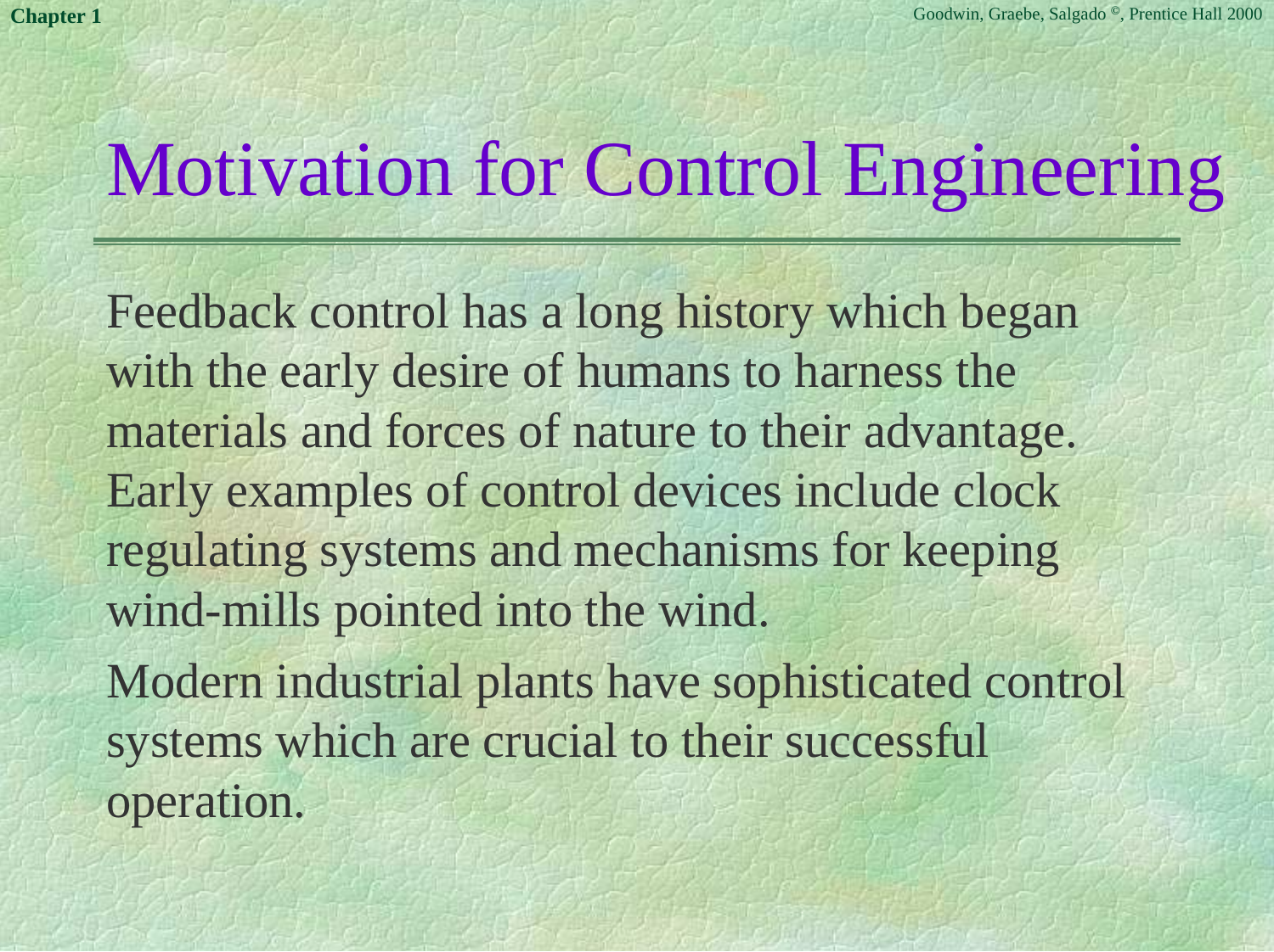# Motivation for Control Engineering

Feedback control has a long history which began with the early desire of humans to harness the materials and forces of nature to their advantage. Early examples of control devices include clock regulating systems and mechanisms for keeping wind-mills pointed into the wind.

Modern industrial plants have sophisticated control systems which are crucial to their successful operation.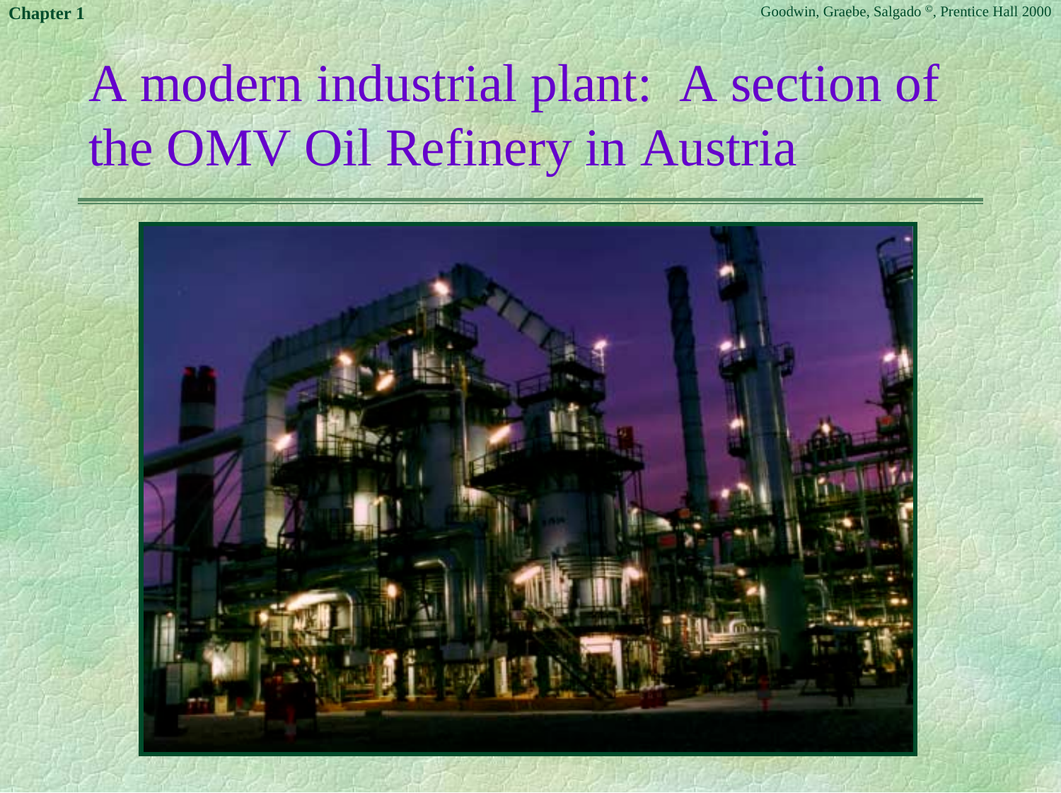# A modern industrial plant: A section of the OMV Oil Refinery in Austria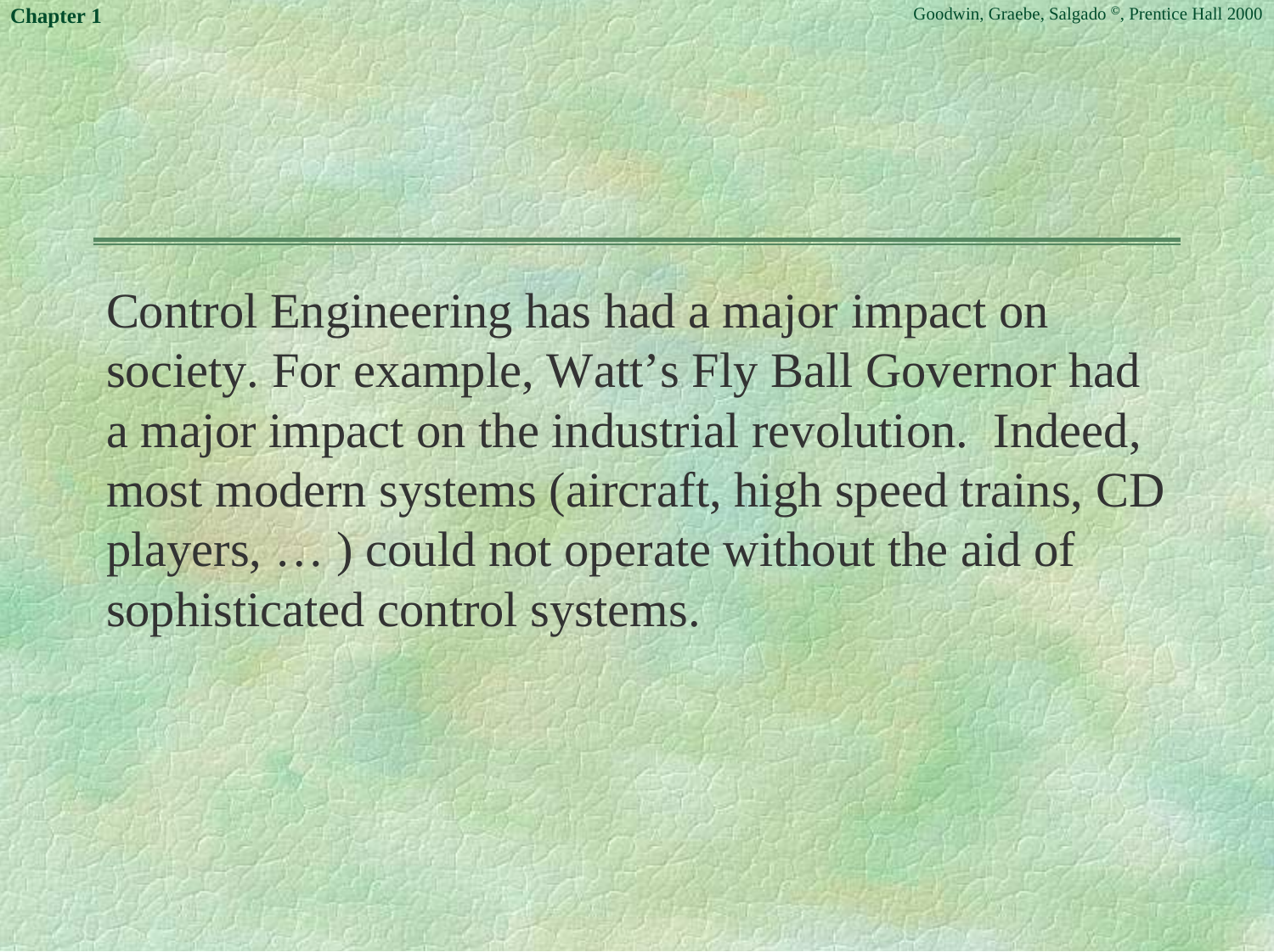Control Engineering has had a major impact on society. For example, Watt's Fly Ball Governor had a major impact on the industrial revolution. Indeed, most modern systems (aircraft, high speed trains, CD players, … ) could not operate without the aid of sophisticated control systems.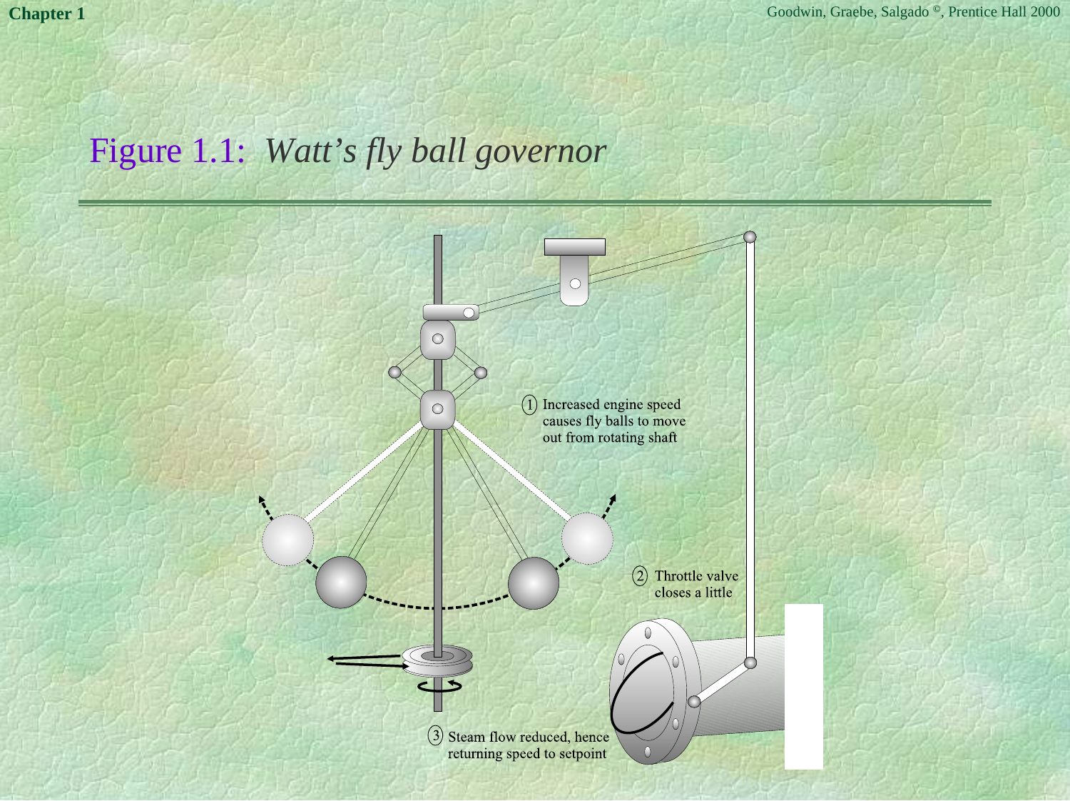# Figure 1.1: *Watt's fly ball governor*

(1) Increased engine speed causes fly balls to move out from rotating shaft

(2) Throttle valve closes a little

(3) Steam flow reduced, hence returning speed to setpoint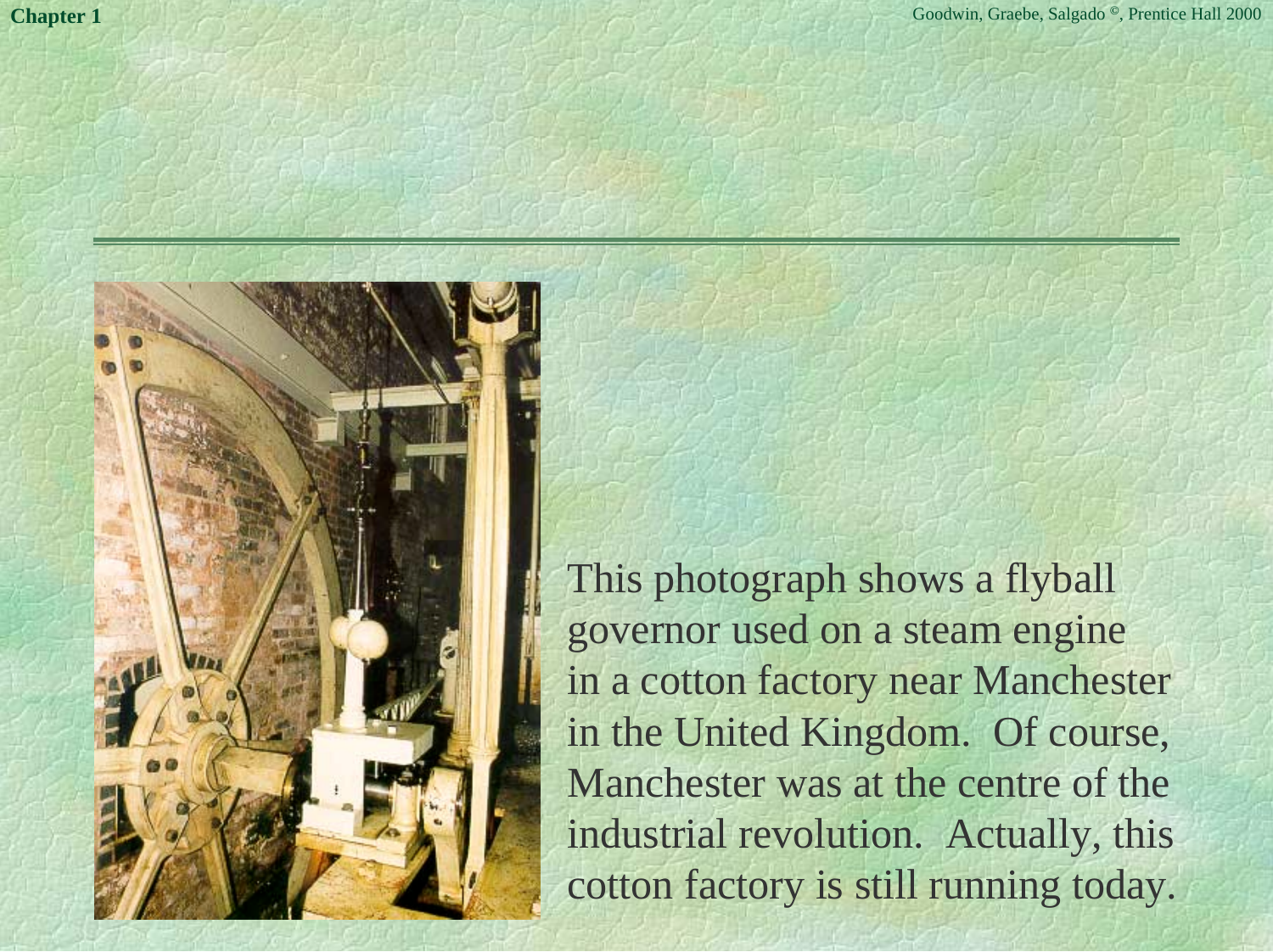This photograph shows a flyball governor used on a steam engine in a cotton factory near Manchester in the United Kingdom. Of course, Manchester was at the centre of the industrial revolution. Actually, this cotton factory is still running today.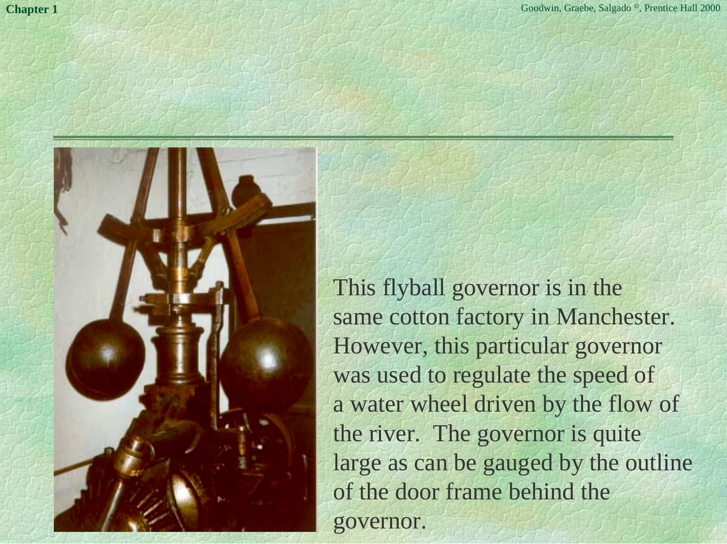This flyball governor is in the same cotton factory in Manchester. However, this particular governor was used to regulate the speed of a water wheel driven by the flow of the river. The governor is quite large as can be gauged by the outline of the door frame behind the governor.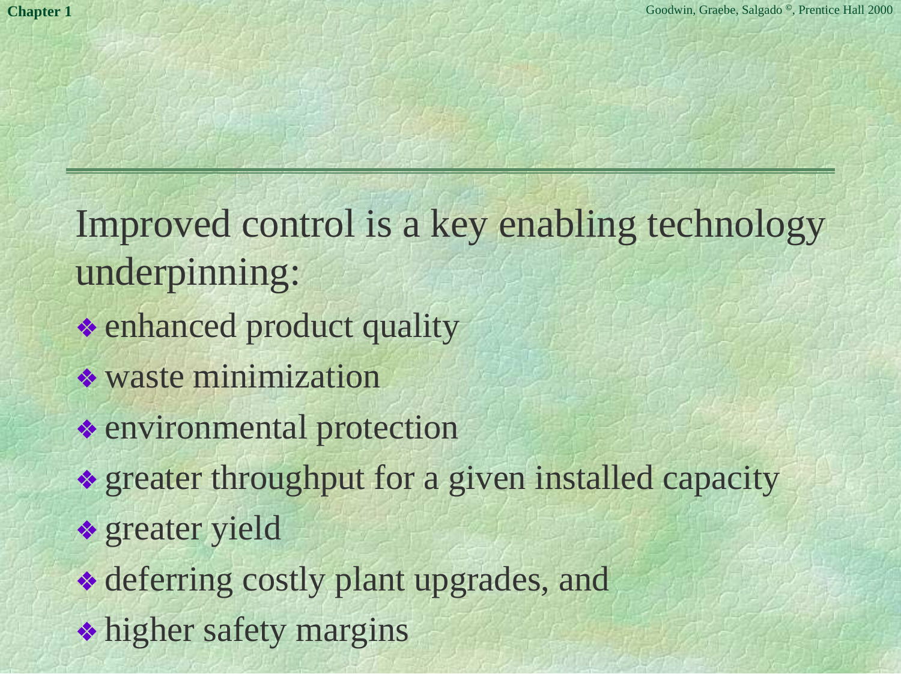Improved control is a key enabling technology underpinning:

- enhanced product quality
- waste minimization
- environmental protection
- greater throughput for a given installed capacity
- greater yield
- deferring costly plant upgrades, and
- higher safety margins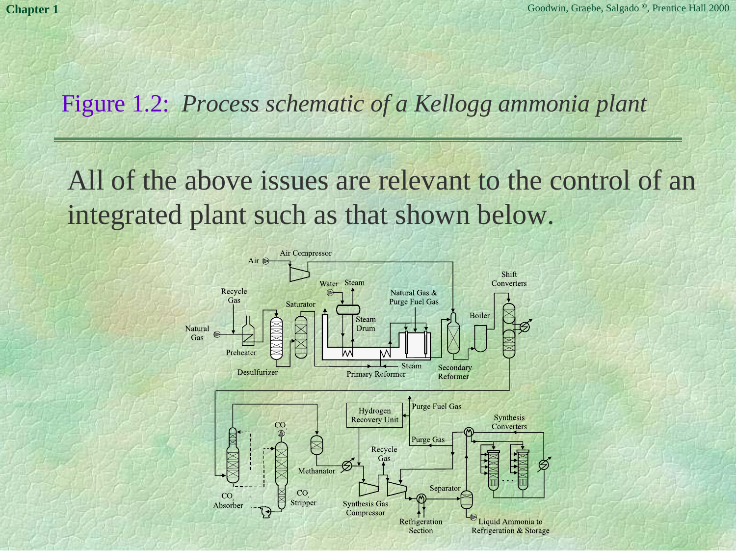# Figure 1.2: *Process schematic of a Kellogg ammonia plant*

All of the above issues are relevant to the control of an integrated plant such as that shown below.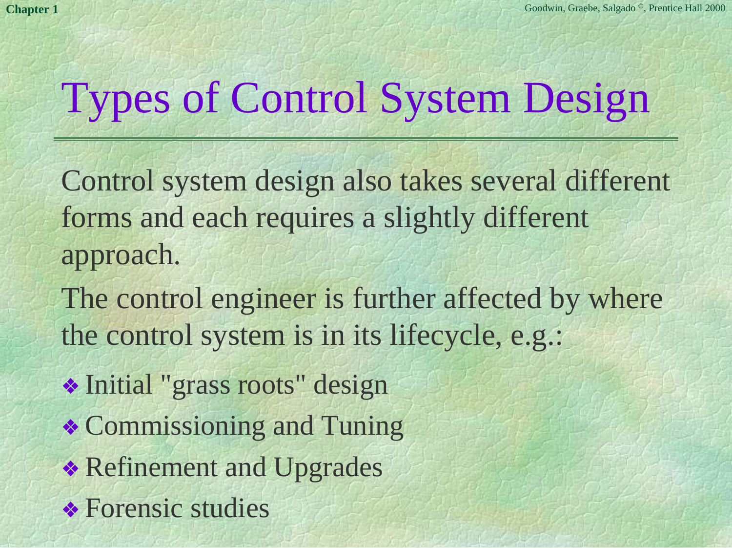# Types of Control System Design

Control system design also takes several different forms and each requires a slightly different approach.

The control engineer is further affected by where the control system is in its lifecycle, e.g.:

- Initial "grass roots" design
- Commissioning and Tuning
- Refinement and Upgrades
- Forensic studies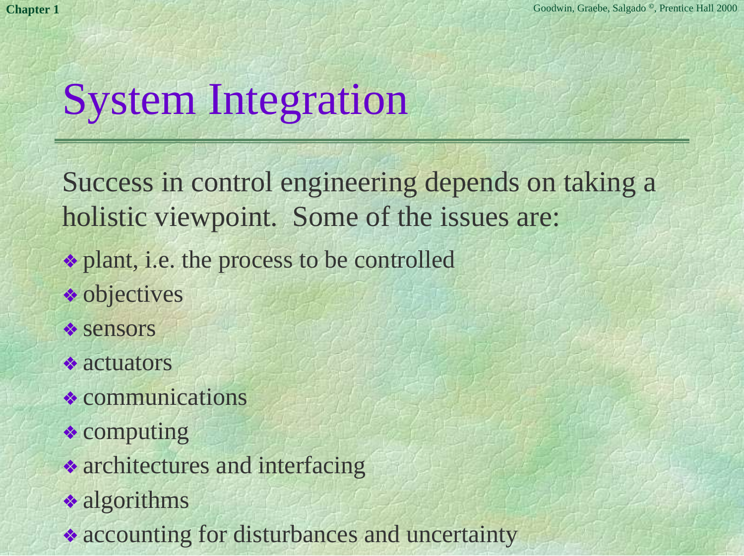# System Integration

Success in control engineering depends on taking a holistic viewpoint. Some of the issues are:

- plant, i.e. the process to be controlled
- objectives
- sensors
- actuators
- communications
- computing
- architectures and interfacing
- algorithms
- accounting for disturbances and uncertainty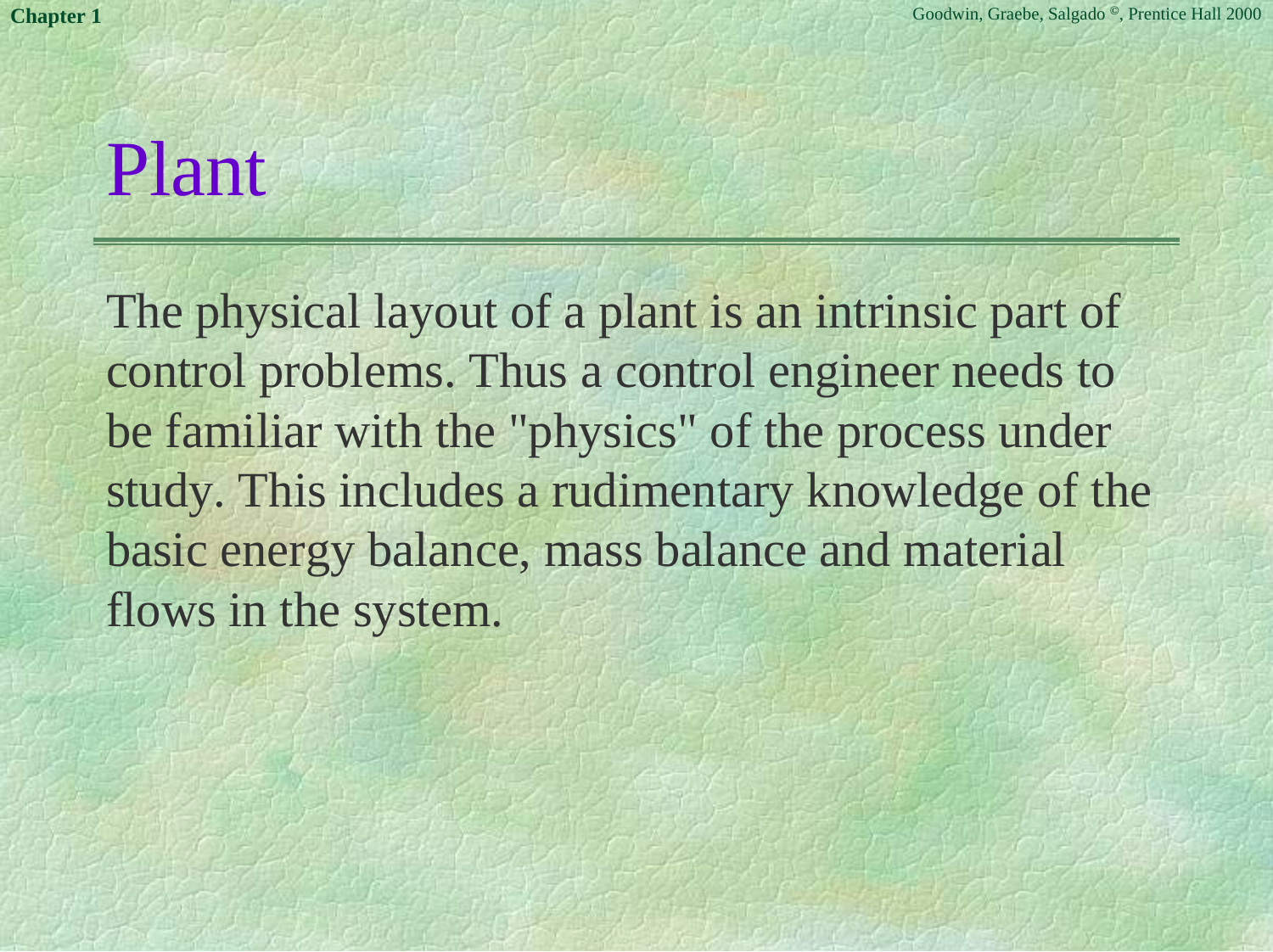# Plant

The physical layout of a plant is an intrinsic part of control problems. Thus a control engineer needs to be familiar with the "physics" of the process under study. This includes a rudimentary knowledge of the basic energy balance, mass balance and material flows in the system.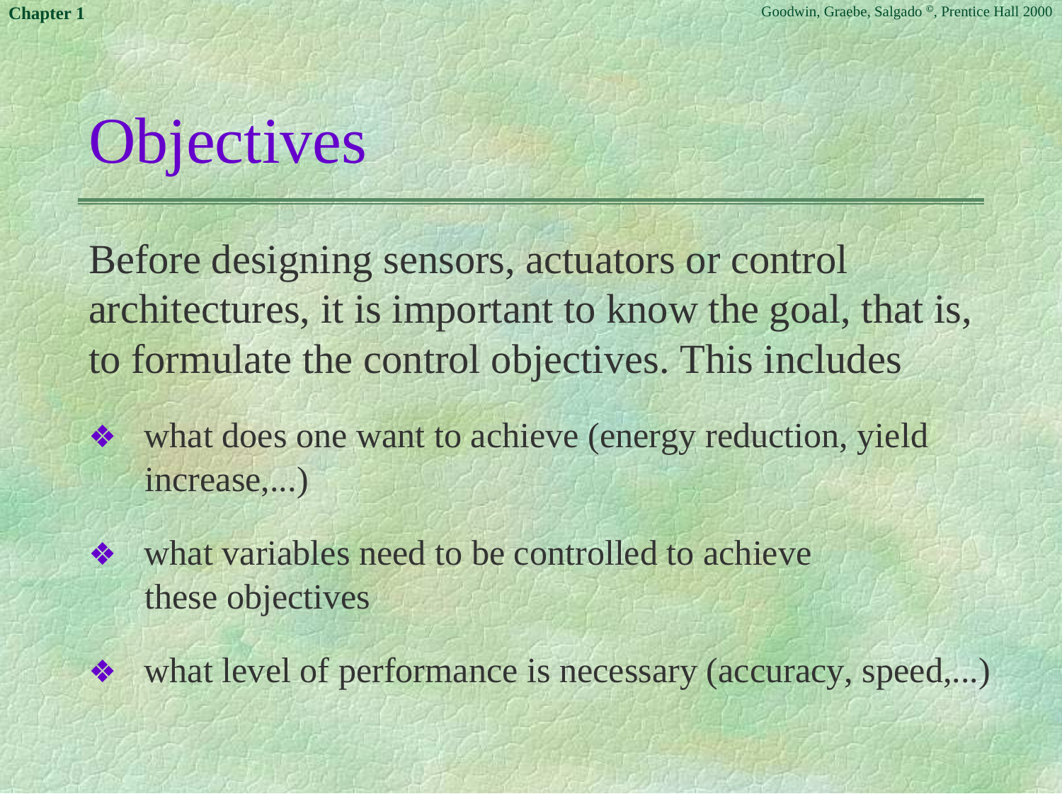# Objectives

Before designing sensors, actuators or control architectures, it is important to know the goal, that is, to formulate the control objectives. This includes

- what does one want to achieve (energy reduction, yield increase,...)
- what variables need to be controlled to achieve these objectives
- what level of performance is necessary (accuracy, speed,...)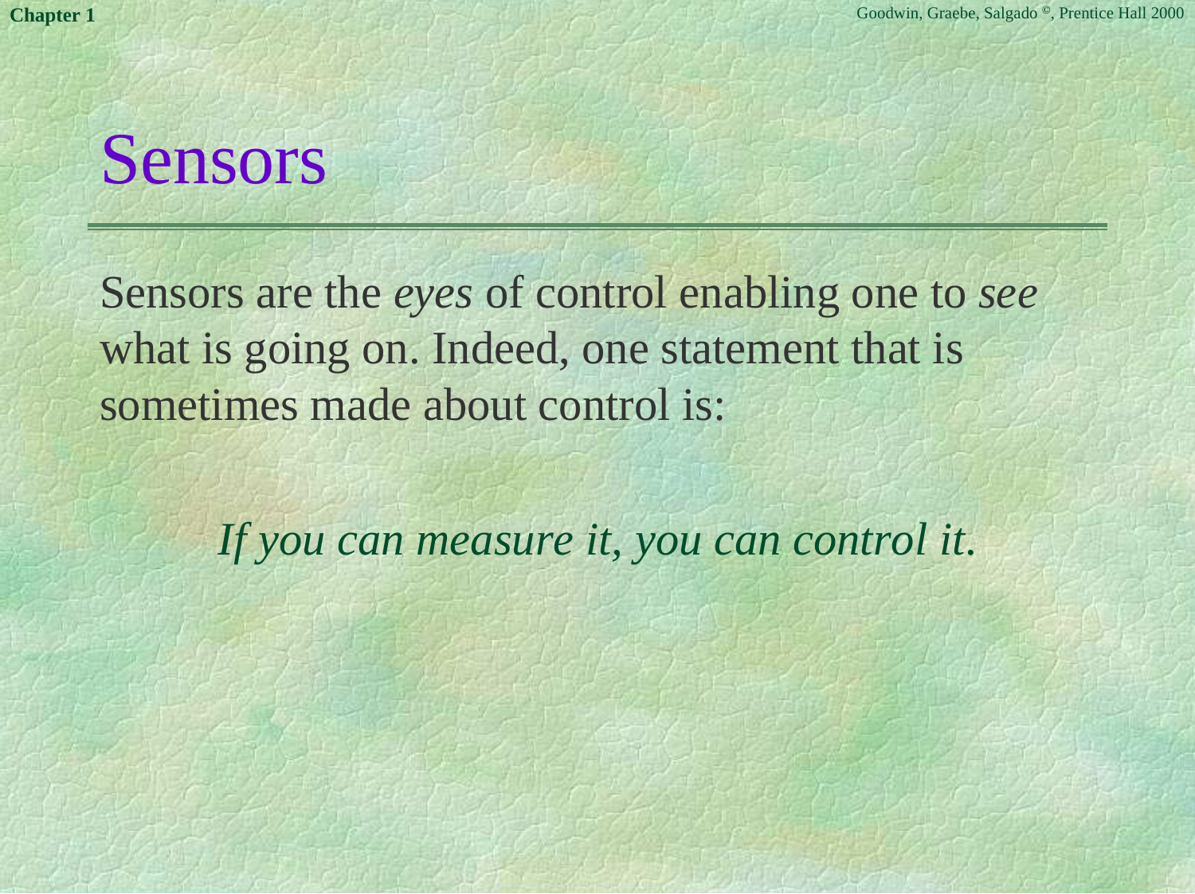# Sensors

Sensors are the *eyes* of control enabling one to *see* what is going on. Indeed, one statement that is sometimes made about control is:

*If you can measure it, you can control it.*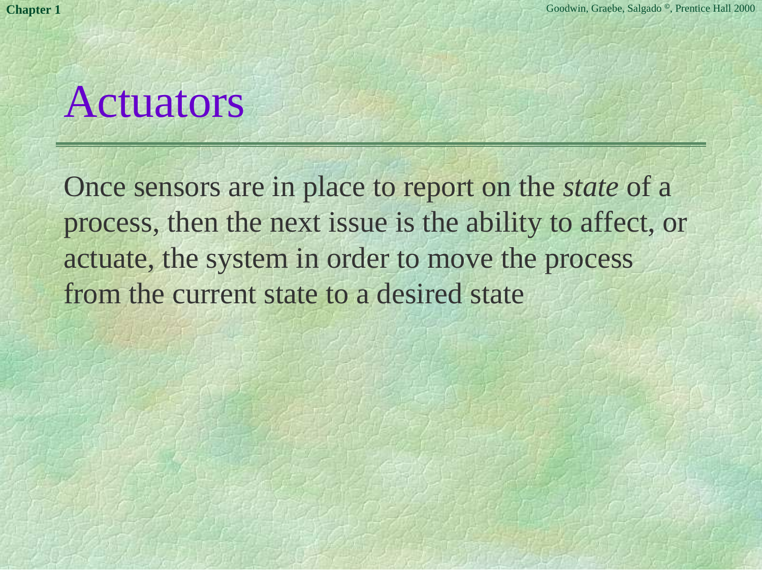# Actuators

Once sensors are in place to report on the *state* of a process, then the next issue is the ability to affect, or actuate, the system in order to move the process from the current state to a desired state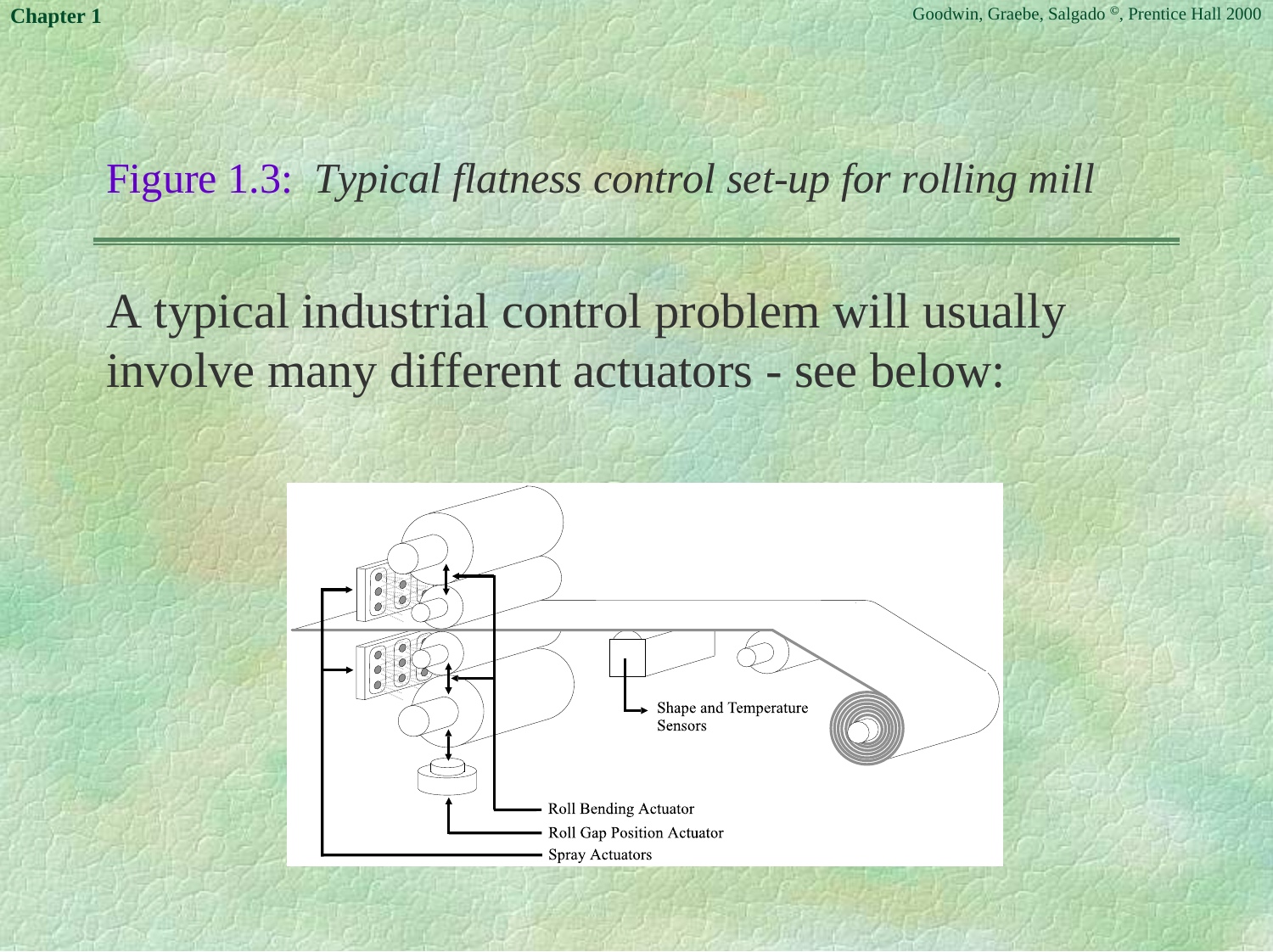## Figure 1.3: *Typical flatness control set-up for rolling mill*

A typical industrial control problem will usually involve many different actuators - see below:

Shape and Temperature Sensors

Roll Bending Actuator

Roll Gap Position Actuator

Spray Actuators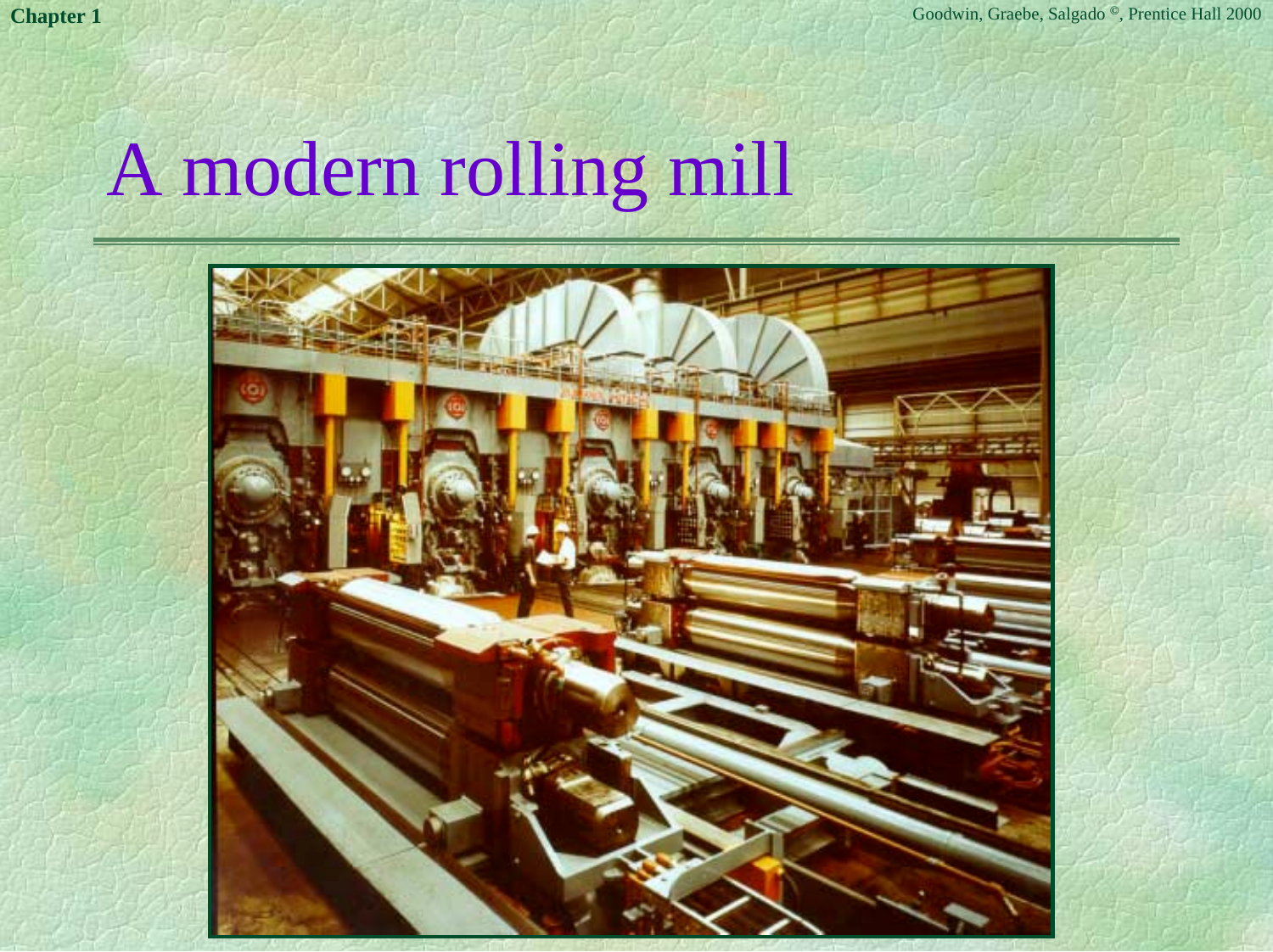# A modern rolling mill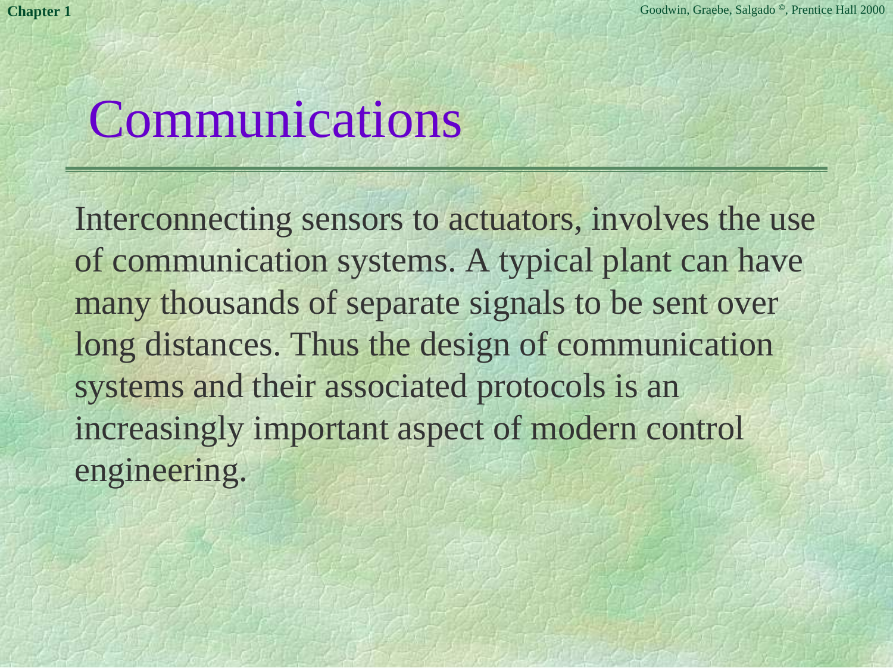# Communications

Interconnecting sensors to actuators, involves the use of communication systems. A typical plant can have many thousands of separate signals to be sent over long distances. Thus the design of communication systems and their associated protocols is an increasingly important aspect of modern control engineering.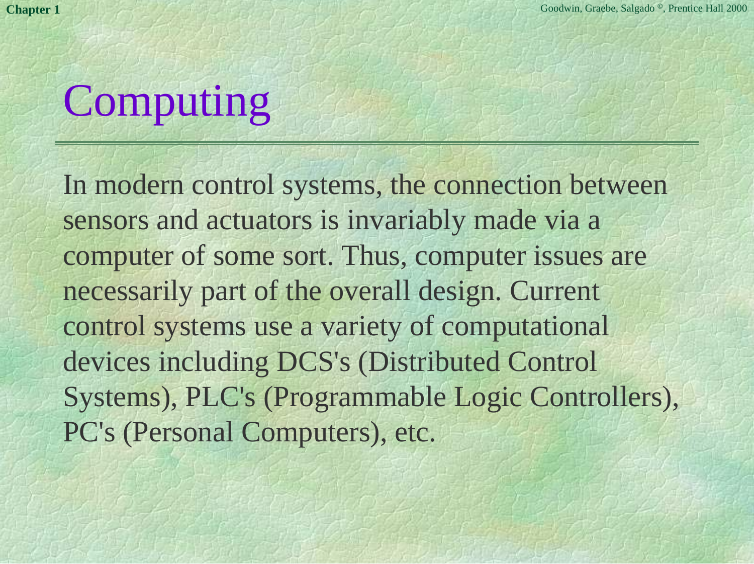# Computing

In modern control systems, the connection between sensors and actuators is invariably made via a computer of some sort. Thus, computer issues are necessarily part of the overall design. Current control systems use a variety of computational devices including DCS's (Distributed Control Systems), PLC's (Programmable Logic Controllers), PC's (Personal Computers), etc.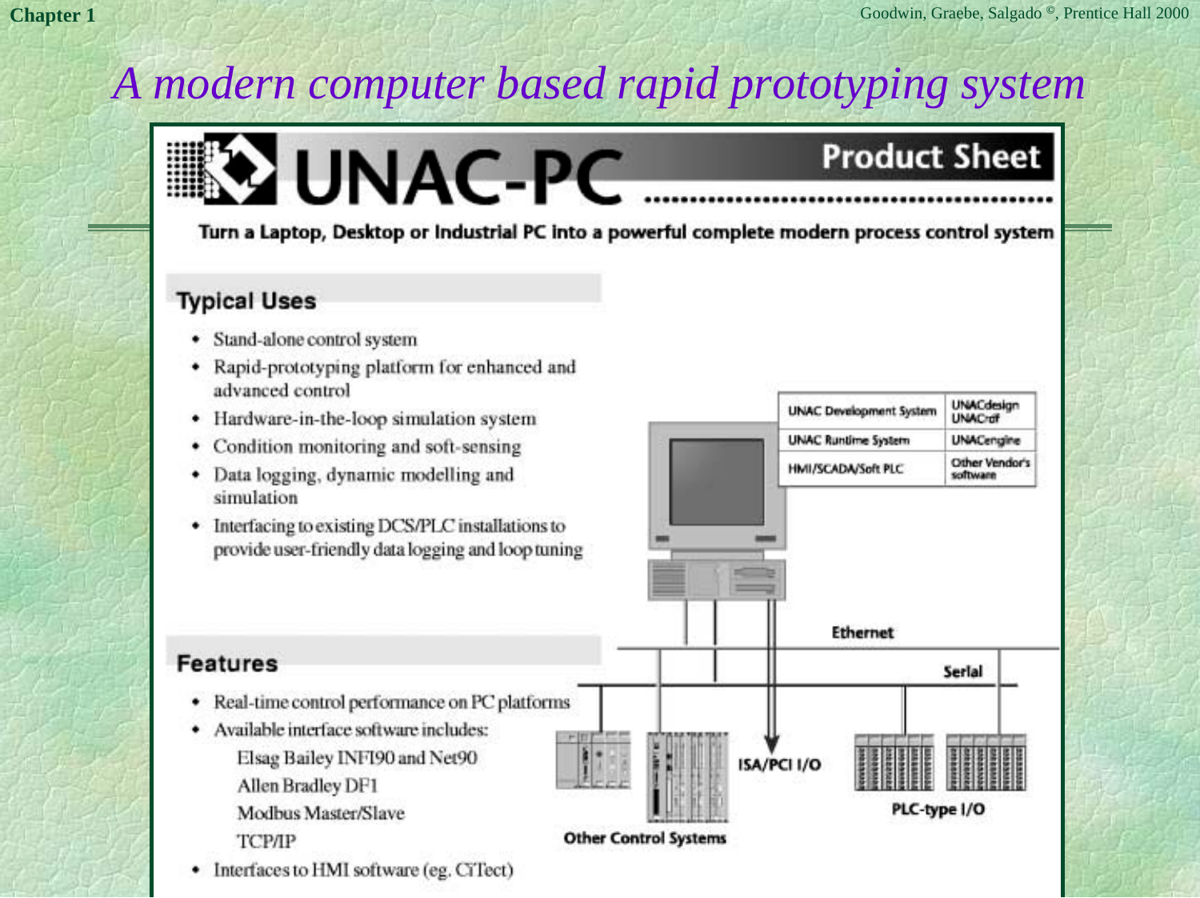# A modern computer based rapid prototyping system

## UNAC-PC Product Sheet

**Turn a Laptop, Desktop or Industrial PC into a powerful complete modern process control system**

### Typical Uses

- Stand-alone control system
- Rapid-prototyping platform for enhanced and advanced control
- Hardware-in-the-loop simulation system
- Condition monitoring and soft-sensing
- Data logging, dynamic modelling and simulation
- Interfacing to existing DCS/PLC installations to provide user-friendly data logging and loop tuning

| UNAC Development System | UNACdesign UNACrdf |
| --- | --- |
| UNAC Runtime System | UNACengine |
| HMI/SCADA/Soft PLC | Other Vendor's software |

Ethernet

Serial

ISA/PCI I/O

PLC-type I/O

Other Control Systems

### Features

- Real-time control performance on PC platforms
- Available interface software includes:
  - Elsag Bailey INFI90 and Net90
  - Allen Bradley DF1
  - Modbus Master/Slave
  - TCP/IP
- Interfaces to HMI software (eg. CiTect)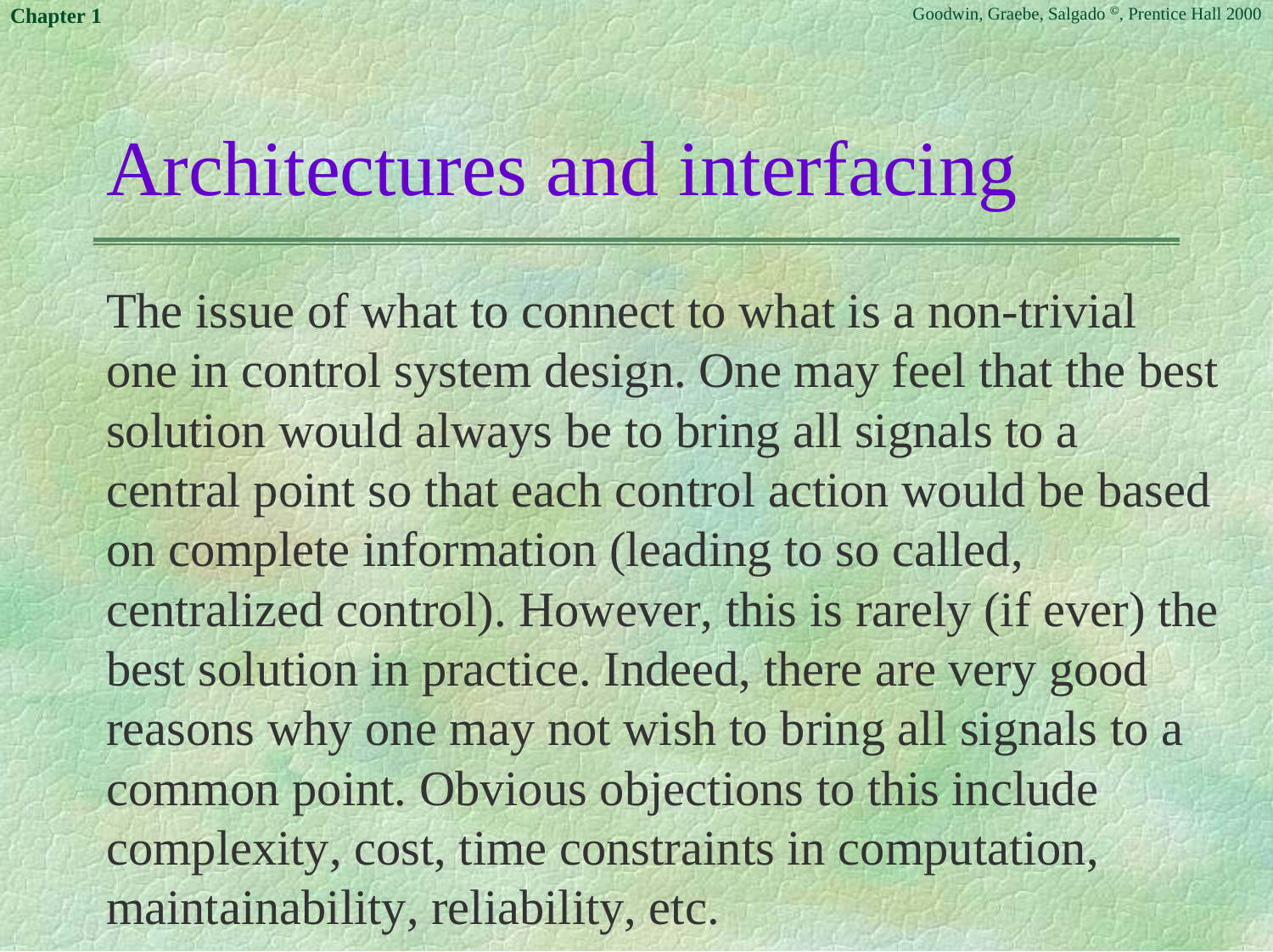# Architectures and interfacing

The issue of what to connect to what is a non-trivial one in control system design. One may feel that the best solution would always be to bring all signals to a central point so that each control action would be based on complete information (leading to so called, centralized control). However, this is rarely (if ever) the best solution in practice. Indeed, there are very good reasons why one may not wish to bring all signals to a common point. Obvious objections to this include complexity, cost, time constraints in computation, maintainability, reliability, etc.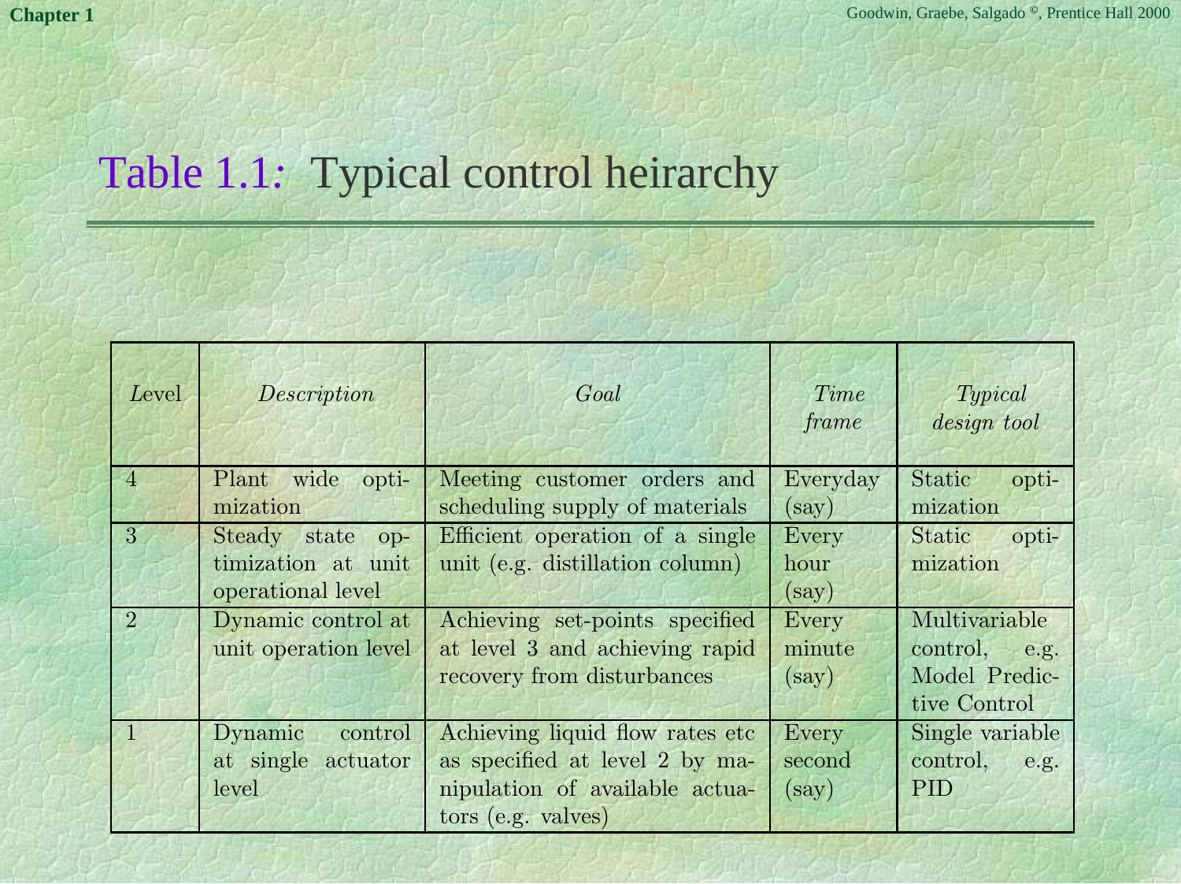# Table 1.1: Typical control heirarchy

| *Level* | *Description* | *Goal* | *Time frame* | *Typical design tool* |
|---|---|---|---|---|
| 4 | Plant wide optimization | Meeting customer orders and scheduling supply of materials | Everyday (say) | Static optimization |
| 3 | Steady state optimization at unit operational level | Efficient operation of a single unit (e.g. distillation column) | Every hour (say) | Static optimization |
| 2 | Dynamic control at unit operation level | Achieving set-points specified at level 3 and achieving rapid recovery from disturbances | Every minute (say) | Multivariable control, e.g. Model Predictive Control |
| 1 | Dynamic control at single actuator level | Achieving liquid flow rates etc as specified at level 2 by manipulation of available actuators (e.g. valves) | Every second (say) | Single variable control, e.g. PID |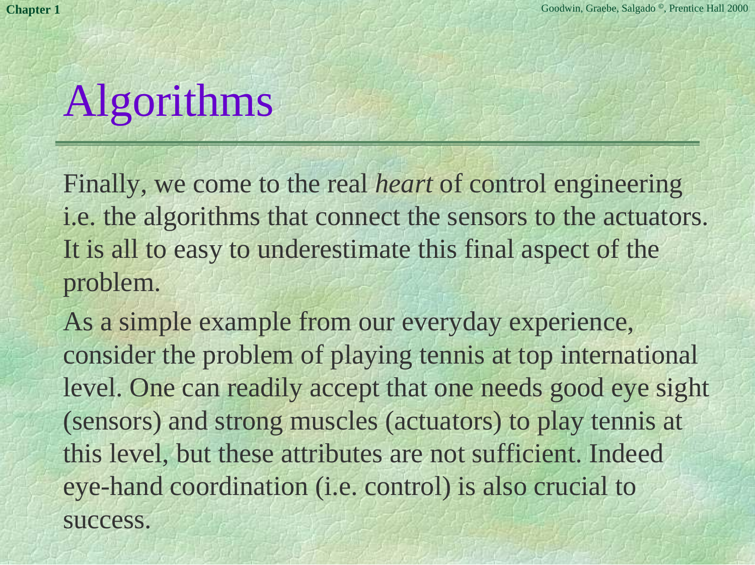# Algorithms

Finally, we come to the real *heart* of control engineering i.e. the algorithms that connect the sensors to the actuators. It is all to easy to underestimate this final aspect of the problem.

As a simple example from our everyday experience, consider the problem of playing tennis at top international level. One can readily accept that one needs good eye sight (sensors) and strong muscles (actuators) to play tennis at this level, but these attributes are not sufficient. Indeed eye-hand coordination (i.e. control) is also crucial to success.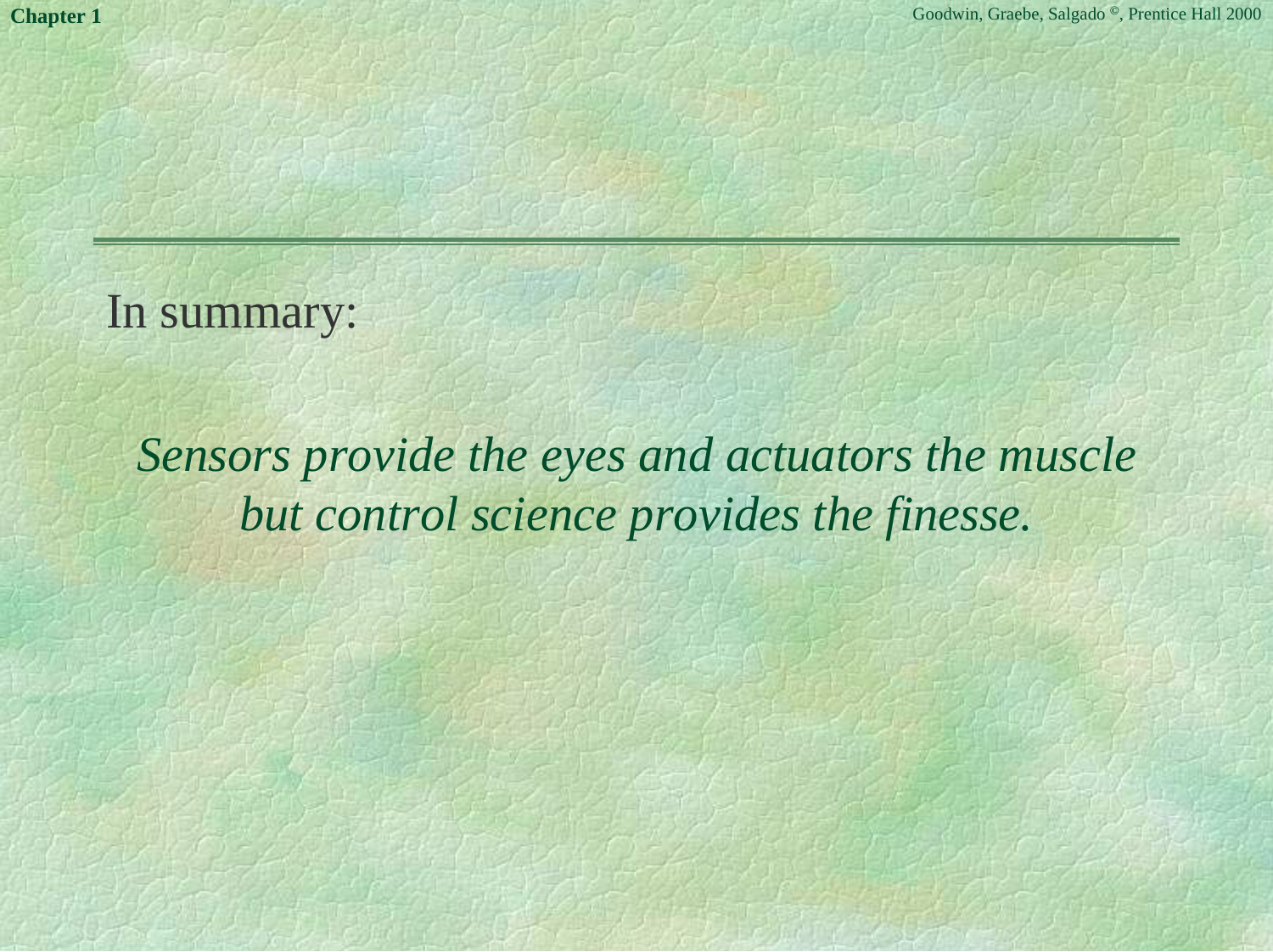In summary:

*Sensors provide the eyes and actuators the muscle but control science provides the finesse.*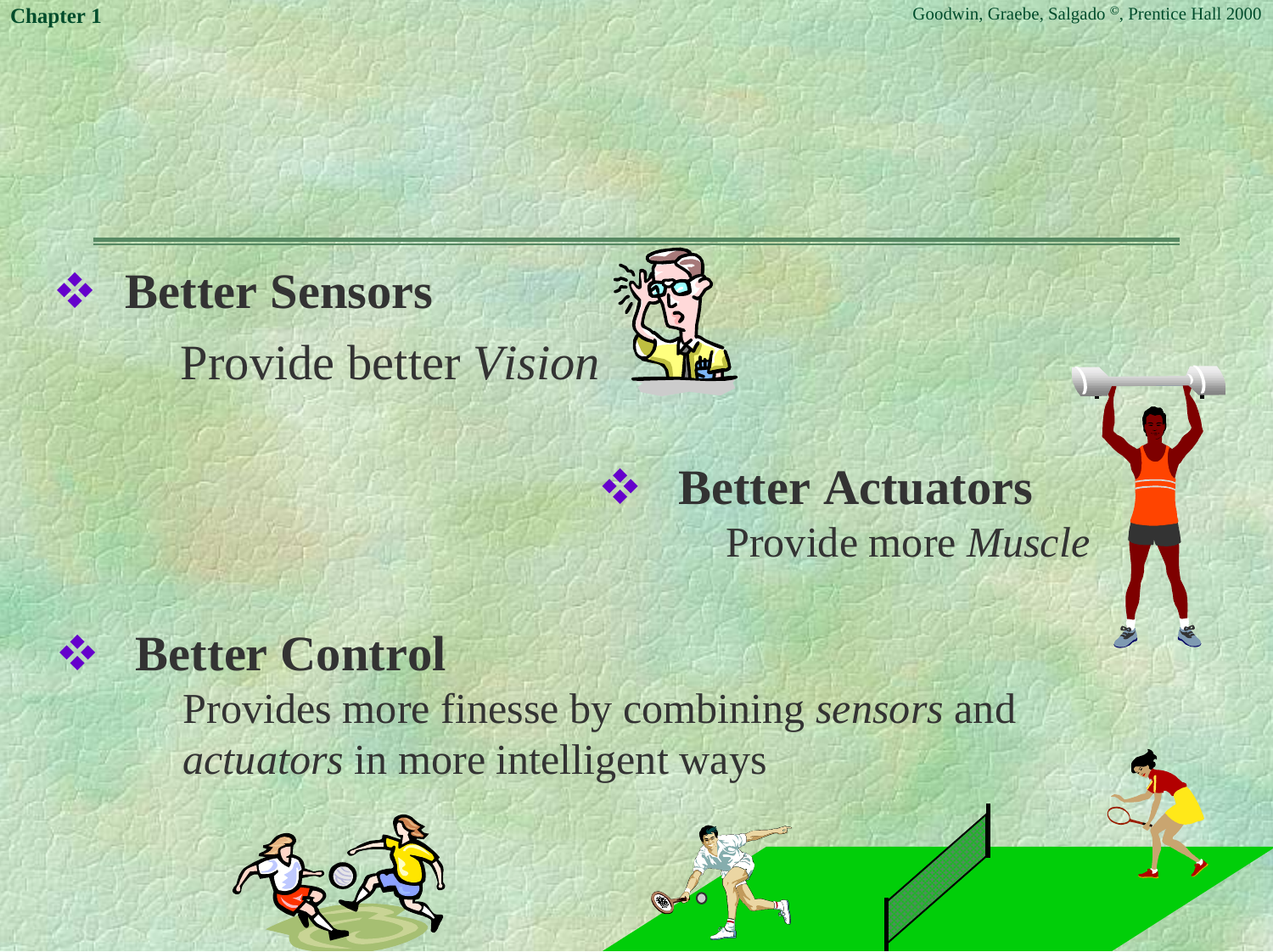- **Better Sensors**

  Provide better *Vision*

- **Better Actuators**

  Provide more *Muscle*

- **Better Control**

  Provides more finesse by combining *sensors* and *actuators* in more intelligent ways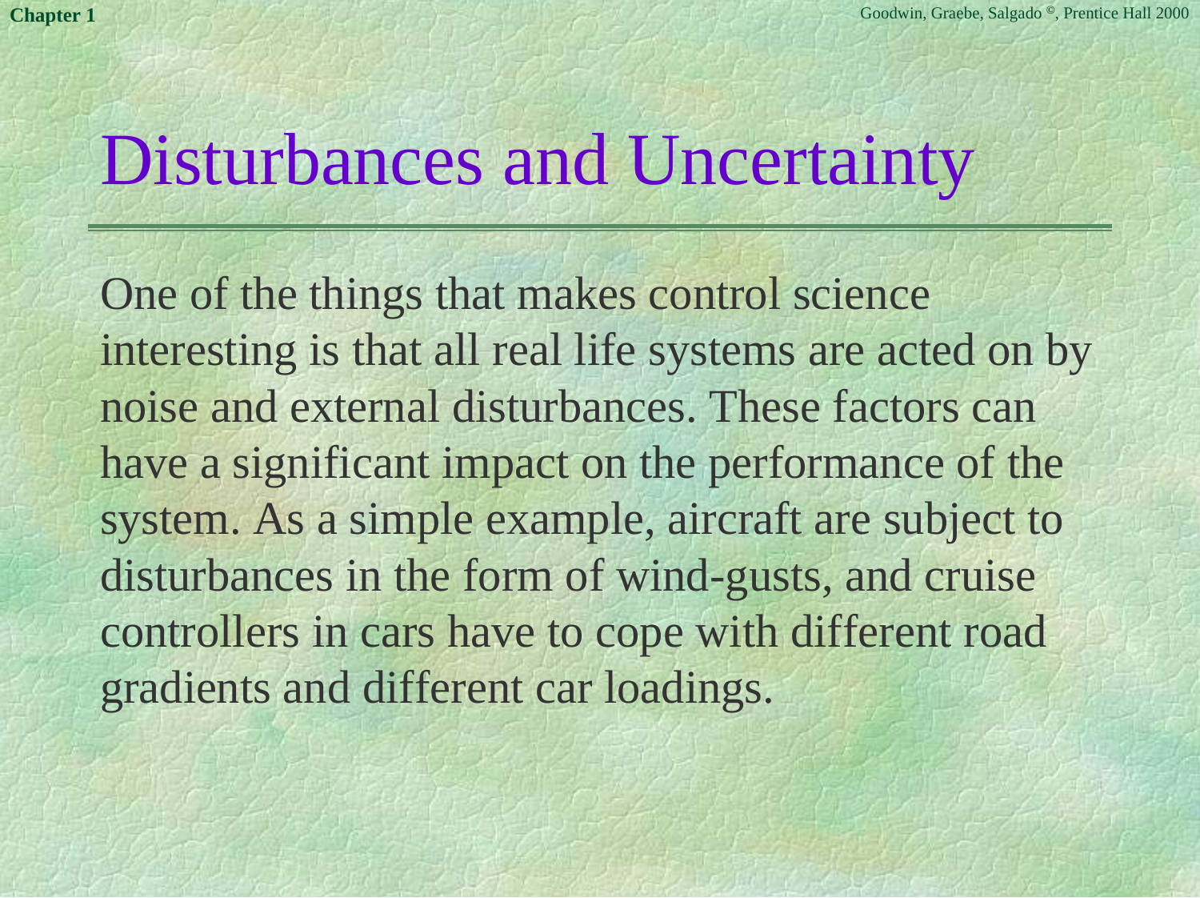# Disturbances and Uncertainty

One of the things that makes control science interesting is that all real life systems are acted on by noise and external disturbances. These factors can have a significant impact on the performance of the system. As a simple example, aircraft are subject to disturbances in the form of wind-gusts, and cruise controllers in cars have to cope with different road gradients and different car loadings.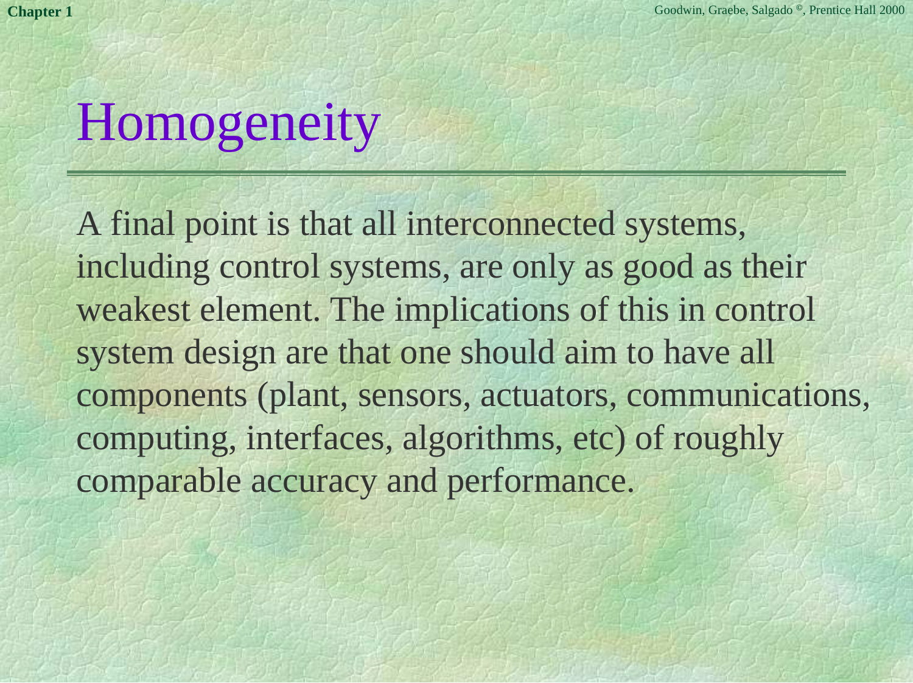# Homogeneity

A final point is that all interconnected systems, including control systems, are only as good as their weakest element. The implications of this in control system design are that one should aim to have all components (plant, sensors, actuators, communications, computing, interfaces, algorithms, etc) of roughly comparable accuracy and performance.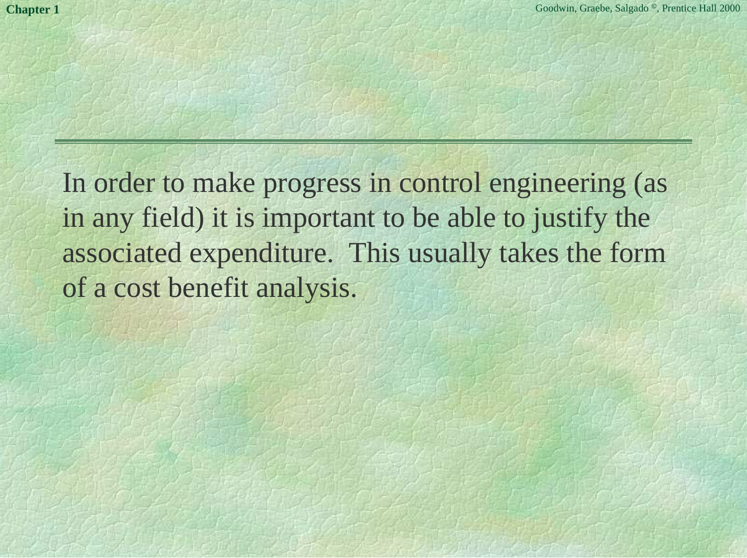In order to make progress in control engineering (as in any field) it is important to be able to justify the associated expenditure. This usually takes the form of a cost benefit analysis.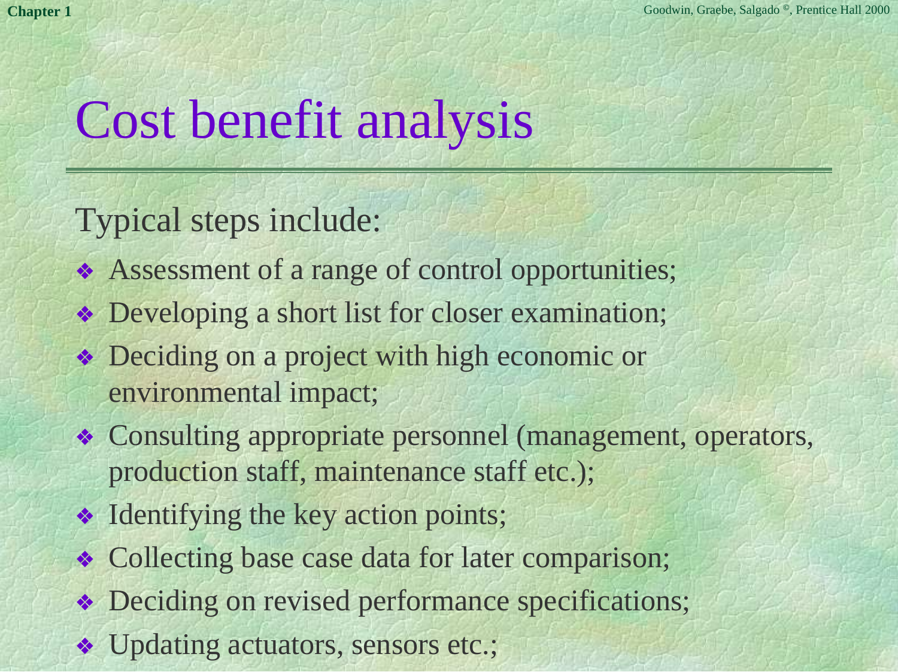# Cost benefit analysis

Typical steps include:

- Assessment of a range of control opportunities;
- Developing a short list for closer examination;
- Deciding on a project with high economic or environmental impact;
- Consulting appropriate personnel (management, operators, production staff, maintenance staff etc.);
- Identifying the key action points;
- Collecting base case data for later comparison;
- Deciding on revised performance specifications;
- Updating actuators, sensors etc.;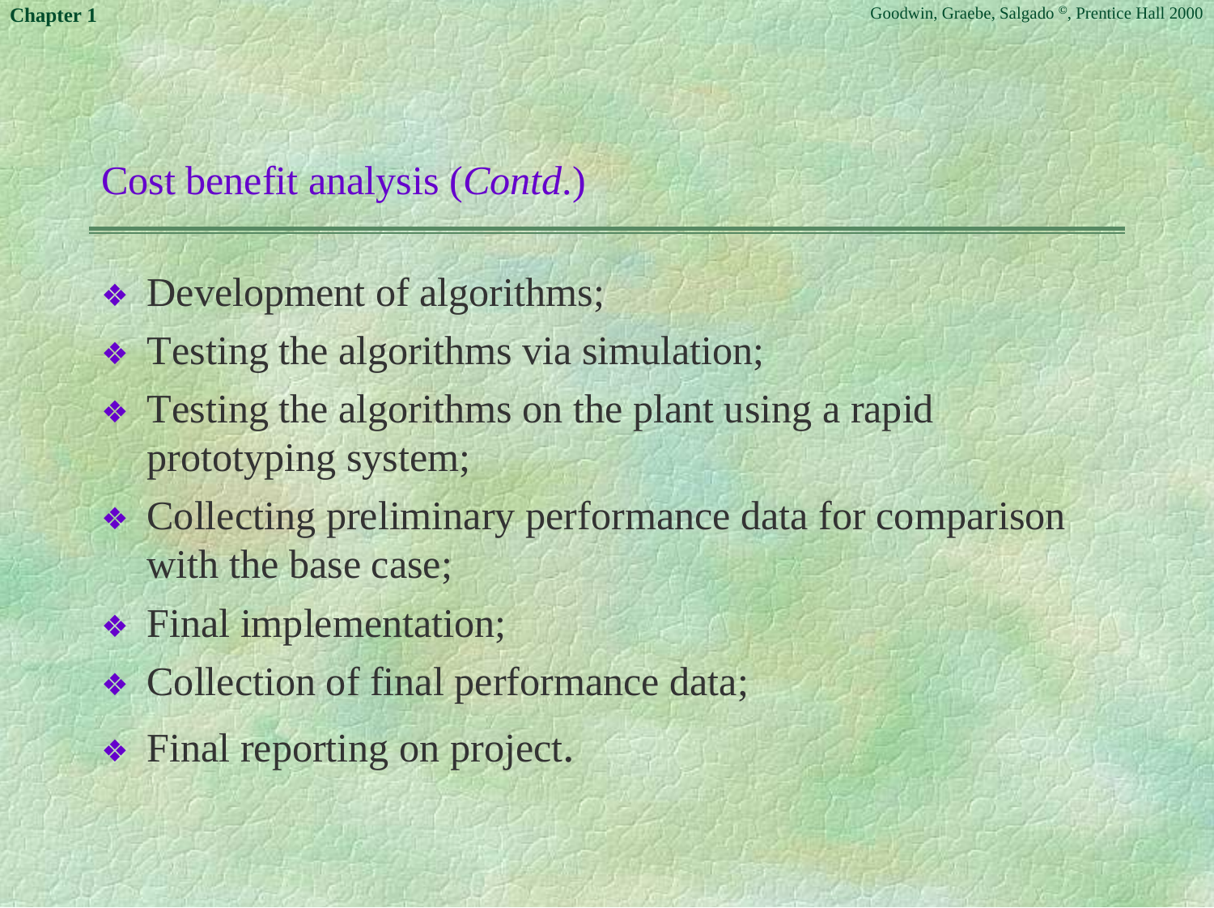## Cost benefit analysis (*Contd.*)

- Development of algorithms;
- Testing the algorithms via simulation;
- Testing the algorithms on the plant using a rapid prototyping system;
- Collecting preliminary performance data for comparison with the base case;
- Final implementation;
- Collection of final performance data;
- Final reporting on project.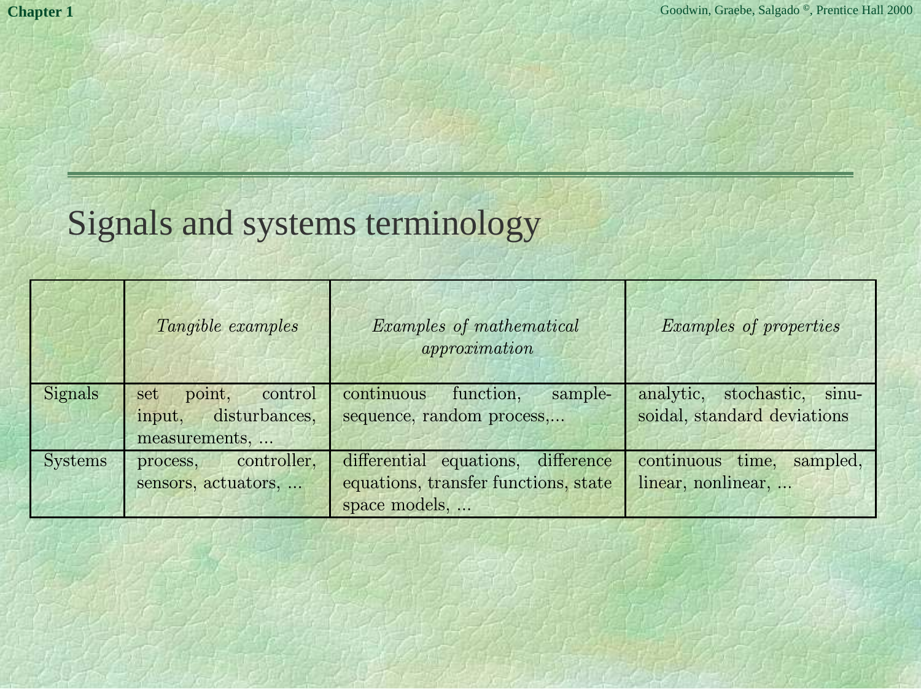# Signals and systems terminology

| | *Tangible examples* | *Examples of mathematical approximation* | *Examples of properties* |
|---|---|---|---|
| Signals | set point, control input, disturbances, measurements, ... | continuous function, sample-sequence, random process,... | analytic, stochastic, sinusoidal, standard deviations |
| Systems | process, controller, sensors, actuators, ... | differential equations, difference equations, transfer functions, state space models, ... | continuous time, sampled, linear, nonlinear, ... |